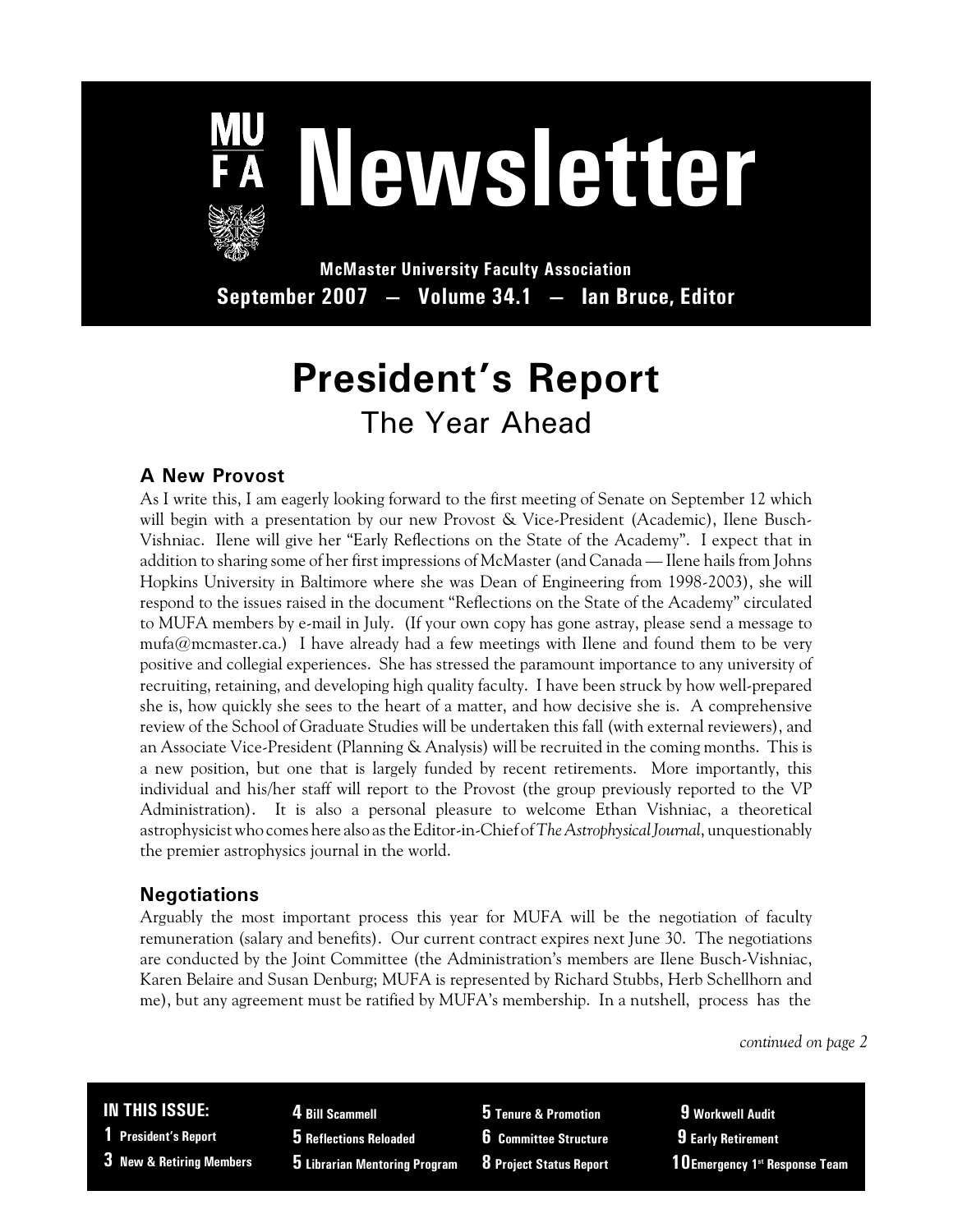# Newsletter

**McMaster University Faculty Association**

**September 2007 — Volume 34.1 — Ian Bruce, Editor**

# President's Report

## The Year Ahead

### A New Provost

As I write this, I am eagerly looking forward to the first meeting of Senate on September 12 which will begin with a presentation by our new Provost & Vice-President (Academic), Ilene Busch-Vishniac. Ilene will give her "Early Reflections on the State of the Academy". I expect that in addition to sharing some of her first impressions of McMaster (and Canada — Ilene hails from Johns Hopkins University in Baltimore where she was Dean of Engineering from 1998-2003), she will respond to the issues raised in the document "Reflections on the State of the Academy" circulated to MUFA members by e-mail in July. (If your own copy has gone astray, please send a message to mufa@mcmaster.ca.) I have already had a few meetings with Ilene and found them to be very positive and collegial experiences. She has stressed the paramount importance to any university of recruiting, retaining, and developing high quality faculty. I have been struck by how well-prepared she is, how quickly she sees to the heart of a matter, and how decisive she is. A comprehensive review of the School of Graduate Studies will be undertaken this fall (with external reviewers), and an Associate Vice-President (Planning & Analysis) will be recruited in the coming months. This is a new position, but one that is largely funded by recent retirements. More importantly, this individual and his/her staff will report to the Provost (the group previously reported to the VP Administration). It is also a personal pleasure to welcome Ethan Vishniac, a theoretical astrophysicist who comes here also as the Editor-in-Chief of *The Astrophysical Journal*, unquestionably the premier astrophysics journal in the world.

### Negotiations

Arguably the most important process this year for MUFA will be the negotiation of faculty remuneration (salary and benefits). Our current contract expires next June 30. The negotiations are conducted by the Joint Committee (the Administration's members are Ilene Busch-Vishniac, Karen Belaire and Susan Denburg; MUFA is represented by Richard Stubbs, Herb Schellhorn and me), but any agreement must be ratified by MUFA's membership. In a nutshell, process has the

*continued on page 2*

**IN THIS ISSUE:**

- **1** President's Report
- **3** New & Retiring Members
- **4** Bill Scammell
- **5** Reflections Reloaded
- **5** Librarian Mentoring Program
- **5** Tenure & Promotion
- **6** Committee Structure
- **8** Project Status Report
- **9** Workwell Audit
- **9** Early Retirement
- **10** Emergency 1st Response Team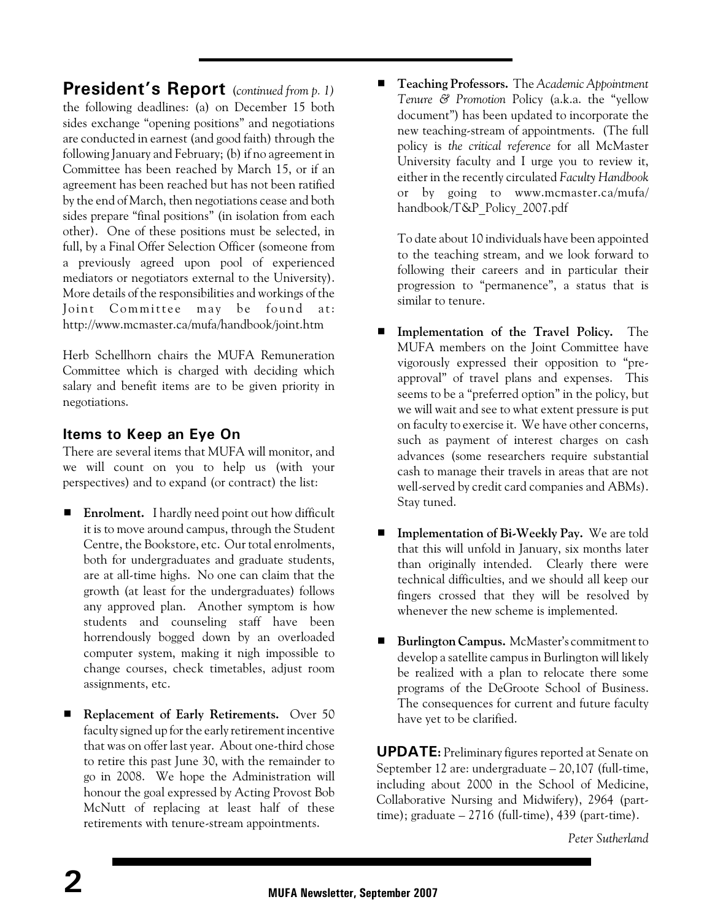## President's Report *(continued from p. 1)*

the following deadlines: (a) on December 15 both sides exchange "opening positions" and negotiations are conducted in earnest (and good faith) through the following January and February; (b) if no agreement in Committee has been reached by March 15, or if an agreement has been reached but has not been ratified by the end of March, then negotiations cease and both sides prepare "final positions" (in isolation from each other). One of these positions must be selected, in full, by a Final Offer Selection Officer (someone from a previously agreed upon pool of experienced mediators or negotiators external to the University). More details of the responsibilities and workings of the Joint Committee may be found at: http://www.mcmaster.ca/mufa/handbook/joint.htm

Herb Schellhorn chairs the MUFA Remuneration Committee which is charged with deciding which salary and benefit items are to be given priority in negotiations.

### Items to Keep an Eye On

There are several items that MUFA will monitor, and we will count on you to help us (with your perspectives) and to expand (or contract) the list:

- **Enrolment.** I hardly need point out how difficult it is to move around campus, through the Student Centre, the Bookstore, etc. Our total enrolments, both for undergraduates and graduate students, are at all-time highs. No one can claim that the growth (at least for the undergraduates) follows any approved plan. Another symptom is how students and counseling staff have been horrendously bogged down by an overloaded computer system, making it nigh impossible to change courses, check timetables, adjust room assignments, etc.

- **Replacement of Early Retirements.** Over 50 faculty signed up for the early retirement incentive that was on offer last year. About one-third chose to retire this past June 30, with the remainder to go in 2008. We hope the Administration will honour the goal expressed by Acting Provost Bob McNutt of replacing at least half of these retirements with tenure-stream appointments.

- **Teaching Professors.** The *Academic Appointment Tenure & Promotion* Policy (a.k.a. the "yellow document") has been updated to incorporate the new teaching-stream of appointments. (The full policy is *the critical reference* for all McMaster University faculty and I urge you to review it, either in the recently circulated *Faculty Handbook* or by going to www.mcmaster.ca/mufa/handbook/T&P_Policy_2007.pdf

  To date about 10 individuals have been appointed to the teaching stream, and we look forward to following their careers and in particular their progression to "permanence", a status that is similar to tenure.

- **Implementation of the Travel Policy.** The MUFA members on the Joint Committee have vigorously expressed their opposition to "pre-approval" of travel plans and expenses. This seems to be a "preferred option" in the policy, but we will wait and see to what extent pressure is put on faculty to exercise it. We have other concerns, such as payment of interest charges on cash advances (some researchers require substantial cash to manage their travels in areas that are not well-served by credit card companies and ABMs). Stay tuned.

- **Implementation of Bi-Weekly Pay.** We are told that this will unfold in January, six months later than originally intended. Clearly there were technical difficulties, and we should all keep our fingers crossed that they will be resolved by whenever the new scheme is implemented.

- **Burlington Campus.** McMaster's commitment to develop a satellite campus in Burlington will likely be realized with a plan to relocate there some programs of the DeGroote School of Business. The consequences for current and future faculty have yet to be clarified.

**UPDATE:** Preliminary figures reported at Senate on September 12 are: undergraduate – 20,107 (full-time, including about 2000 in the School of Medicine, Collaborative Nursing and Midwifery), 2964 (part-time); graduate – 2716 (full-time), 439 (part-time).

*Peter Sutherland*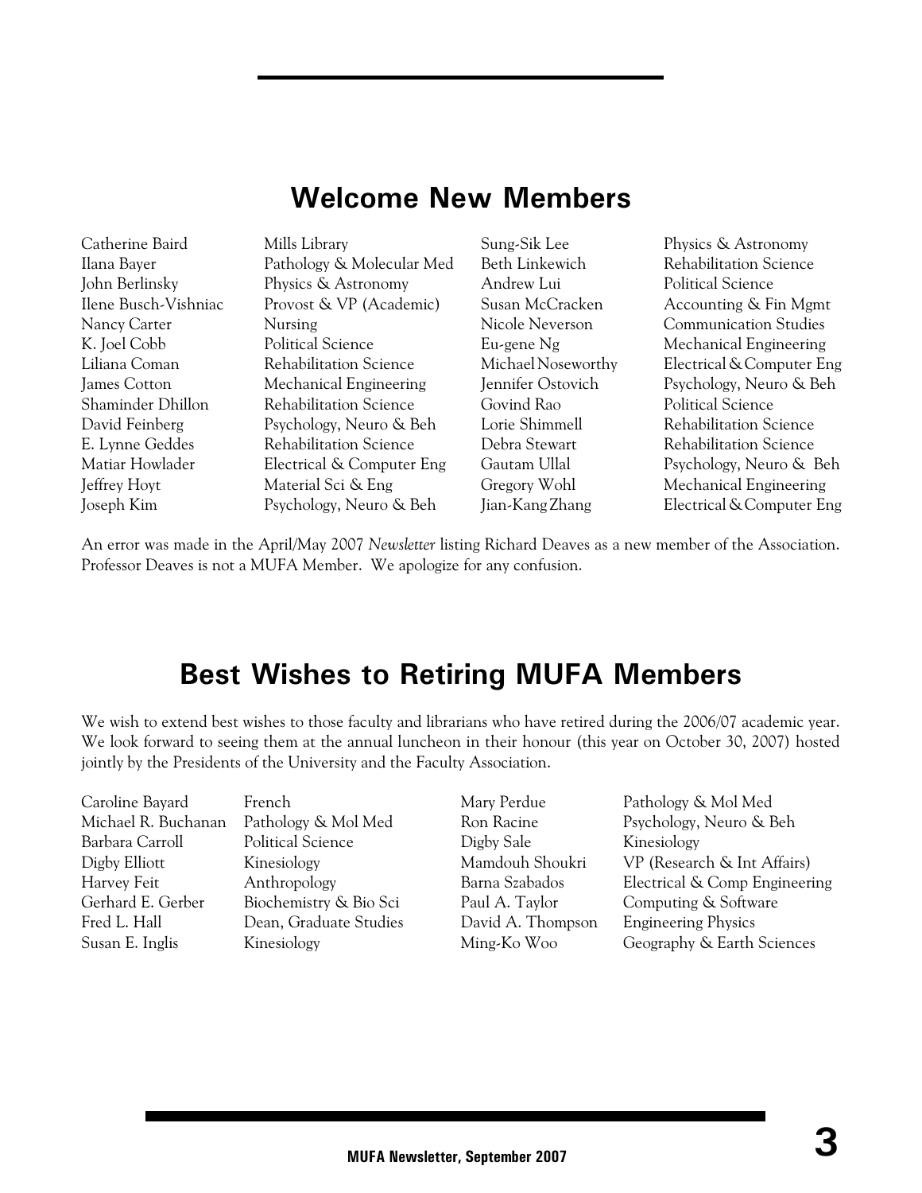## Welcome New Members

| Name | Department | Name | Department |
|---|---|---|---|
| Catherine Baird | Mills Library | Sung-Sik Lee | Physics & Astronomy |
| Ilana Bayer | Pathology & Molecular Med | Beth Linkewich | Rehabilitation Science |
| John Berlinsky | Physics & Astronomy | Andrew Lui | Political Science |
| Ilene Busch-Vishniac | Provost & VP (Academic) | Susan McCracken | Accounting & Fin Mgmt |
| Nancy Carter | Nursing | Nicole Neverson | Communication Studies |
| K. Joel Cobb | Political Science | Eu-gene Ng | Mechanical Engineering |
| Liliana Coman | Rehabilitation Science | Michael Noseworthy | Electrical & Computer Eng |
| James Cotton | Mechanical Engineering | Jennifer Ostovich | Psychology, Neuro & Beh |
| Shaminder Dhillon | Rehabilitation Science | Govind Rao | Political Science |
| David Feinberg | Psychology, Neuro & Beh | Lorie Shimmell | Rehabilitation Science |
| E. Lynne Geddes | Rehabilitation Science | Debra Stewart | Rehabilitation Science |
| Matiar Howlader | Electrical & Computer Eng | Gautam Ullal | Psychology, Neuro & Beh |
| Jeffrey Hoyt | Material Sci & Eng | Gregory Wohl | Mechanical Engineering |
| Joseph Kim | Psychology, Neuro & Beh | Jian-Kang Zhang | Electrical & Computer Eng |

An error was made in the April/May 2007 *Newsletter* listing Richard Deaves as a new member of the Association. Professor Deaves is not a MUFA Member. We apologize for any confusion.

## Best Wishes to Retiring MUFA Members

We wish to extend best wishes to those faculty and librarians who have retired during the 2006/07 academic year. We look forward to seeing them at the annual luncheon in their honour (this year on October 30, 2007) hosted jointly by the Presidents of the University and the Faculty Association.

| Name | Department | Name | Department |
|---|---|---|---|
| Caroline Bayard | French | Mary Perdue | Pathology & Mol Med |
| Michael R. Buchanan | Pathology & Mol Med | Ron Racine | Psychology, Neuro & Beh |
| Barbara Carroll | Political Science | Digby Sale | Kinesiology |
| Digby Elliott | Kinesiology | Mamdouh Shoukri | VP (Research & Int Affairs) |
| Harvey Feit | Anthropology | Barna Szabados | Electrical & Comp Engineering |
| Gerhard E. Gerber | Biochemistry & Bio Sci | Paul A. Taylor | Computing & Software |
| Fred L. Hall | Dean, Graduate Studies | David A. Thompson | Engineering Physics |
| Susan E. Inglis | Kinesiology | Ming-Ko Woo | Geography & Earth Sciences |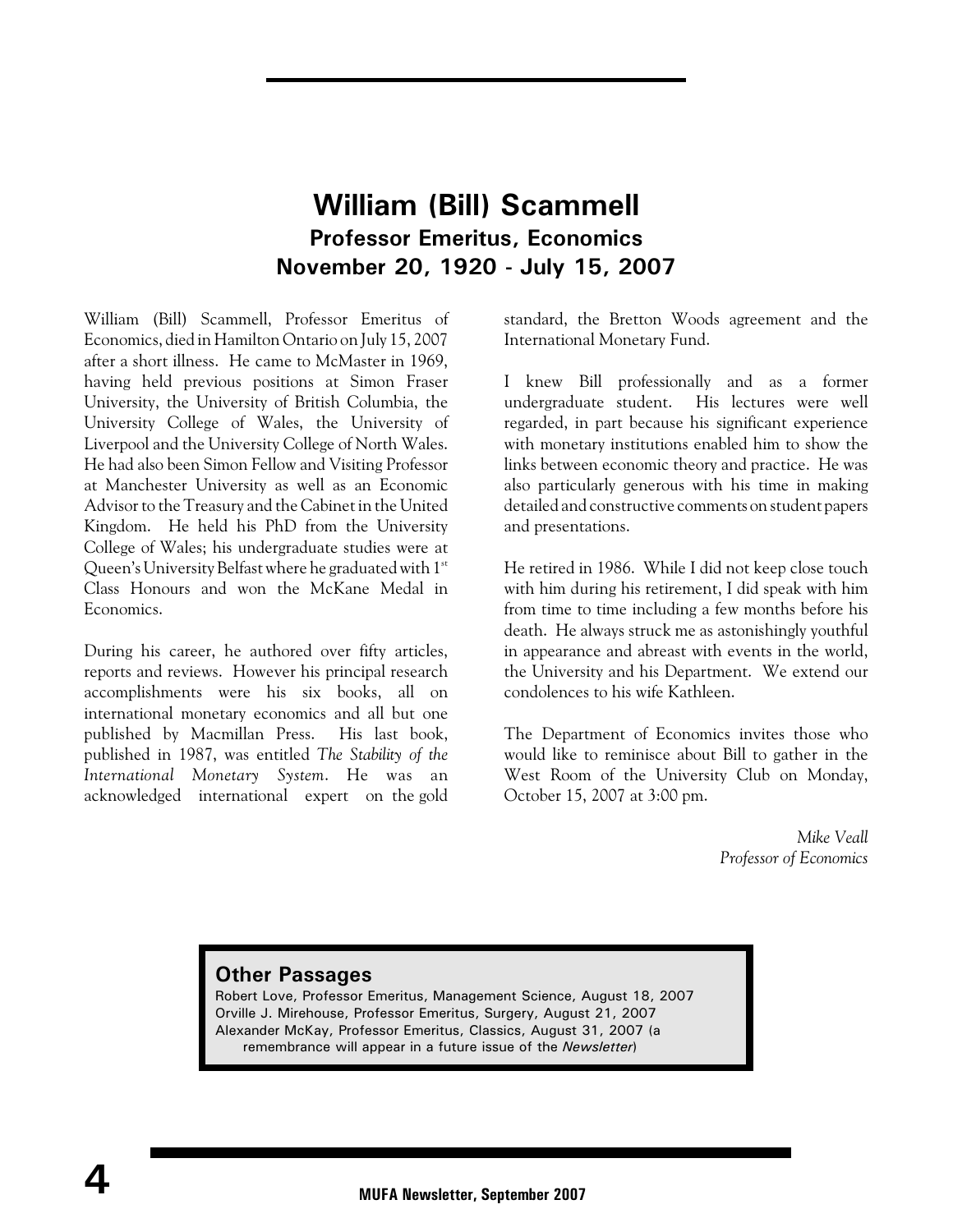# William (Bill) Scammell

## Professor Emeritus, Economics

## November 20, 1920 - July 15, 2007

William (Bill) Scammell, Professor Emeritus of Economics, died in Hamilton Ontario on July 15, 2007 after a short illness. He came to McMaster in 1969, having held previous positions at Simon Fraser University, the University of British Columbia, the University College of Wales, the University of Liverpool and the University College of North Wales. He had also been Simon Fellow and Visiting Professor at Manchester University as well as an Economic Advisor to the Treasury and the Cabinet in the United Kingdom. He held his PhD from the University College of Wales; his undergraduate studies were at Queen's University Belfast where he graduated with 1st Class Honours and won the McKane Medal in Economics.

During his career, he authored over fifty articles, reports and reviews. However his principal research accomplishments were his six books, all on international monetary economics and all but one published by Macmillan Press. His last book, published in 1987, was entitled *The Stability of the International Monetary System*. He was an acknowledged international expert on the gold standard, the Bretton Woods agreement and the International Monetary Fund.

I knew Bill professionally and as a former undergraduate student. His lectures were well regarded, in part because his significant experience with monetary institutions enabled him to show the links between economic theory and practice. He was also particularly generous with his time in making detailed and constructive comments on student papers and presentations.

He retired in 1986. While I did not keep close touch with him during his retirement, I did speak with him from time to time including a few months before his death. He always struck me as astonishingly youthful in appearance and abreast with events in the world, the University and his Department. We extend our condolences to his wife Kathleen.

The Department of Economics invites those who would like to reminisce about Bill to gather in the West Room of the University Club on Monday, October 15, 2007 at 3:00 pm.

*Mike Veall*
*Professor of Economics*

### Other Passages

Robert Love, Professor Emeritus, Management Science, August 18, 2007
Orville J. Mirehouse, Professor Emeritus, Surgery, August 21, 2007
Alexander McKay, Professor Emeritus, Classics, August 31, 2007 (a remembrance will appear in a future issue of the *Newsletter*)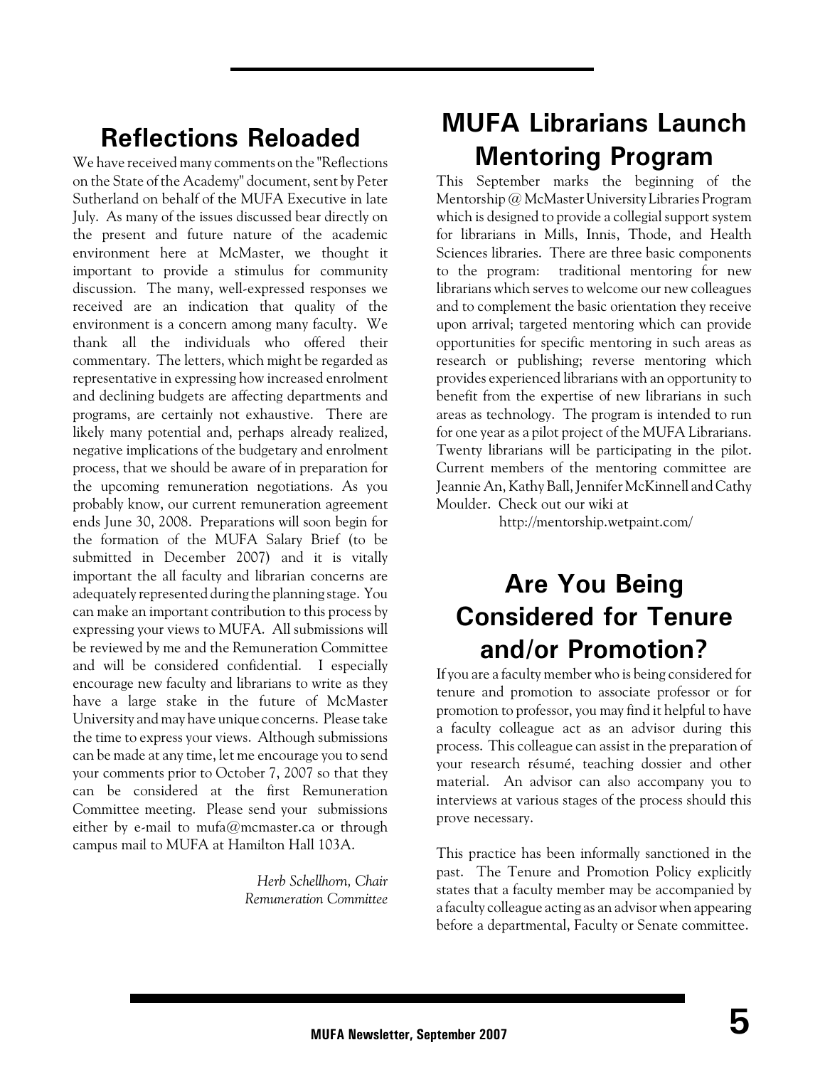## Reflections Reloaded

We have received many comments on the "Reflections on the State of the Academy" document, sent by Peter Sutherland on behalf of the MUFA Executive in late July. As many of the issues discussed bear directly on the present and future nature of the academic environment here at McMaster, we thought it important to provide a stimulus for community discussion. The many, well-expressed responses we received are an indication that quality of the environment is a concern among many faculty. We thank all the individuals who offered their commentary. The letters, which might be regarded as representative in expressing how increased enrolment and declining budgets are affecting departments and programs, are certainly not exhaustive. There are likely many potential and, perhaps already realized, negative implications of the budgetary and enrolment process, that we should be aware of in preparation for the upcoming remuneration negotiations. As you probably know, our current remuneration agreement ends June 30, 2008. Preparations will soon begin for the formation of the MUFA Salary Brief (to be submitted in December 2007) and it is vitally important the all faculty and librarian concerns are adequately represented during the planning stage. You can make an important contribution to this process by expressing your views to MUFA. All submissions will be reviewed by me and the Remuneration Committee and will be considered confidential. I especially encourage new faculty and librarians to write as they have a large stake in the future of McMaster University and may have unique concerns. Please take the time to express your views. Although submissions can be made at any time, let me encourage you to send your comments prior to October 7, 2007 so that they can be considered at the first Remuneration Committee meeting. Please send your submissions either by e-mail to mufa@mcmaster.ca or through campus mail to MUFA at Hamilton Hall 103A.

*Herb Schellhorn, Chair*
*Remuneration Committee*

## MUFA Librarians Launch Mentoring Program

This September marks the beginning of the Mentorship @ McMaster University Libraries Program which is designed to provide a collegial support system for librarians in Mills, Innis, Thode, and Health Sciences libraries. There are three basic components to the program: traditional mentoring for new librarians which serves to welcome our new colleagues and to complement the basic orientation they receive upon arrival; targeted mentoring which can provide opportunities for specific mentoring in such areas as research or publishing; reverse mentoring which provides experienced librarians with an opportunity to benefit from the expertise of new librarians in such areas as technology. The program is intended to run for one year as a pilot project of the MUFA Librarians. Twenty librarians will be participating in the pilot. Current members of the mentoring committee are Jeannie An, Kathy Ball, Jennifer McKinnell and Cathy Moulder. Check out our wiki at

http://mentorship.wetpaint.com/

## Are You Being Considered for Tenure and/or Promotion?

If you are a faculty member who is being considered for tenure and promotion to associate professor or for promotion to professor, you may find it helpful to have a faculty colleague act as an advisor during this process. This colleague can assist in the preparation of your research résumé, teaching dossier and other material. An advisor can also accompany you to interviews at various stages of the process should this prove necessary.

This practice has been informally sanctioned in the past. The Tenure and Promotion Policy explicitly states that a faculty member may be accompanied by a faculty colleague acting as an advisor when appearing before a departmental, Faculty or Senate committee.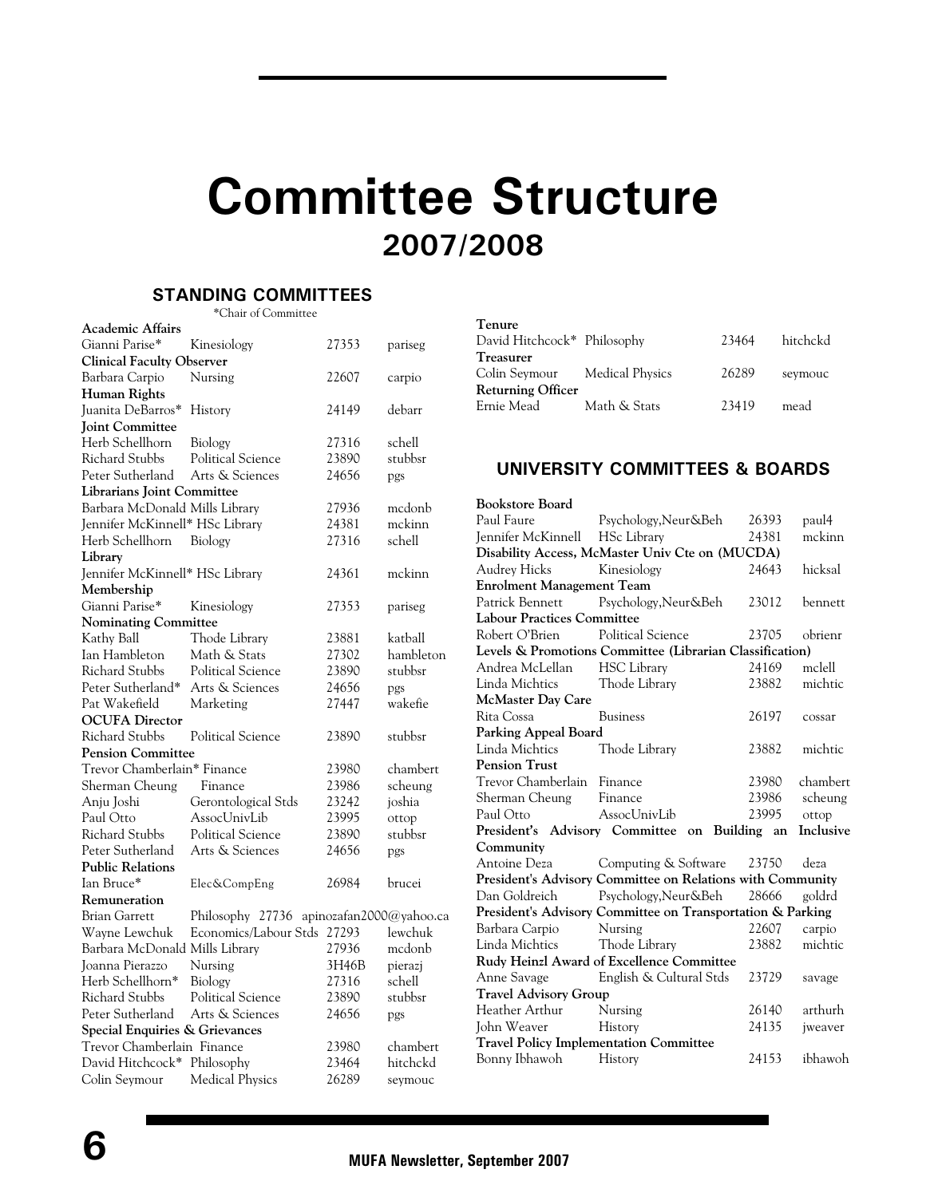# Committee Structure
## 2007/2008

### STANDING COMMITTEES

*Chair of Committee

**Academic Affairs**

| | | | |
|---|---|---|---|
| Gianni Parise* | Kinesiology | 27353 | pariseg |

**Clinical Faculty Observer**

| | | | |
|---|---|---|---|
| Barbara Carpio | Nursing | 22607 | carpio |

**Human Rights**

| | | | |
|---|---|---|---|
| Juanita DeBarros* | History | 24149 | debarr |

**Joint Committee**

| | | | |
|---|---|---|---|
| Herb Schellhorn | Biology | 27316 | schell |
| Richard Stubbs | Political Science | 23890 | stubbsr |
| Peter Sutherland | Arts & Sciences | 24656 | pgs |

**Librarians Joint Committee**

| | | | |
|---|---|---|---|
| Barbara McDonald | Mills Library | 27936 | mcdonb |
| Jennifer McKinnell* | HSc Library | 24381 | mckinn |
| Herb Schellhorn | Biology | 27316 | schell |

**Library**

| | | | |
|---|---|---|---|
| Jennifer McKinnell* | HSc Library | 24361 | mckinn |

**Membership**

| | | | |
|---|---|---|---|
| Gianni Parise* | Kinesiology | 27353 | pariseg |

**Nominating Committee**

| | | | |
|---|---|---|---|
| Kathy Ball | Thode Library | 23881 | katball |
| Ian Hambleton | Math & Stats | 27302 | hambleton |
| Richard Stubbs | Political Science | 23890 | stubbsr |
| Peter Sutherland* | Arts & Sciences | 24656 | pgs |
| Pat Wakefield | Marketing | 27447 | wakefie |

**OCUFA Director**

| | | | |
|---|---|---|---|
| Richard Stubbs | Political Science | 23890 | stubbsr |

**Pension Committee**

| | | | |
|---|---|---|---|
| Trevor Chamberlain* | Finance | 23980 | chambert |
| Sherman Cheung | Finance | 23986 | scheung |
| Anju Joshi | Gerontological Stds | 23242 | joshia |
| Paul Otto | AssocUnivLib | 23995 | ottop |
| Richard Stubbs | Political Science | 23890 | stubbsr |
| Peter Sutherland | Arts & Sciences | 24656 | pgs |

**Public Relations**

| | | | |
|---|---|---|---|
| Ian Bruce* | Elec&CompEng | 26984 | brucei |

**Remuneration**

| | | | |
|---|---|---|---|
| Brian Garrett | Philosophy | 27736 | apinozafan2000@yahoo.ca |
| Wayne Lewchuk | Economics/Labour Stds | 27293 | lewchuk |
| Barbara McDonald | Mills Library | 27936 | mcdonb |
| Joanna Pierazzo | Nursing | 3H46B | pierazj |
| Herb Schellhorn* | Biology | 27316 | schell |
| Richard Stubbs | Political Science | 23890 | stubbsr |
| Peter Sutherland | Arts & Sciences | 24656 | pgs |

**Special Enquiries & Grievances**

| | | | |
|---|---|---|---|
| Trevor Chamberlain | Finance | 23980 | chambert |
| David Hitchcock* | Philosophy | 23464 | hitchckd |
| Colin Seymour | Medical Physics | 26289 | seymouc |

**Tenure**

| | | | |
|---|---|---|---|
| David Hitchcock* | Philosophy | 23464 | hitchckd |

**Treasurer**

| | | | |
|---|---|---|---|
| Colin Seymour | Medical Physics | 26289 | seymouc |

**Returning Officer**

| | | | |
|---|---|---|---|
| Ernie Mead | Math & Stats | 23419 | mead |

### UNIVERSITY COMMITTEES & BOARDS

**Bookstore Board**

| | | | |
|---|---|---|---|
| Paul Faure | Psychology,Neur&Beh | 26393 | paul4 |
| Jennifer McKinnell | HSc Library | 24381 | mckinn |

**Disability Access, McMaster Univ Cte on (MUCDA)**

| | | | |
|---|---|---|---|
| Audrey Hicks | Kinesiology | 24643 | hicksal |

**Enrolment Management Team**

| | | | |
|---|---|---|---|
| Patrick Bennett | Psychology,Neur&Beh | 23012 | bennett |

**Labour Practices Committee**

| | | | |
|---|---|---|---|
| Robert O'Brien | Political Science | 23705 | obrienr |

**Levels & Promotions Committee (Librarian Classification)**

| | | | |
|---|---|---|---|
| Andrea McLellan | HSC Library | 24169 | mclell |
| Linda Michtics | Thode Library | 23882 | michtic |

**McMaster Day Care**

| | | | |
|---|---|---|---|
| Rita Cossa | Business | 26197 | cossar |

**Parking Appeal Board**

| | | | |
|---|---|---|---|
| Linda Michtics | Thode Library | 23882 | michtic |

**Pension Trust**

| | | | |
|---|---|---|---|
| Trevor Chamberlain | Finance | 23980 | chambert |
| Sherman Cheung | Finance | 23986 | scheung |
| Paul Otto | AssocUnivLib | 23995 | ottop |

**President's Advisory Committee on Building an Inclusive Community**

| | | | |
|---|---|---|---|
| Antoine Deza | Computing & Software | 23750 | deza |

**President's Advisory Committee on Relations with Community**

| | | | |
|---|---|---|---|
| Dan Goldreich | Psychology,Neur&Beh | 28666 | goldrd |

**President's Advisory Committee on Transportation & Parking**

| | | | |
|---|---|---|---|
| Barbara Carpio | Nursing | 22607 | carpio |
| Linda Michtics | Thode Library | 23882 | michtic |

**Rudy Heinzl Award of Excellence Committee**

| | | | |
|---|---|---|---|
| Anne Savage | English & Cultural Stds | 23729 | savage |

**Travel Advisory Group**

| | | | |
|---|---|---|---|
| Heather Arthur | Nursing | 26140 | arthurh |
| John Weaver | History | 24135 | jweaver |

**Travel Policy Implementation Committee**

| | | | |
|---|---|---|---|
| Bonny Ibhawoh | History | 24153 | ibhawoh |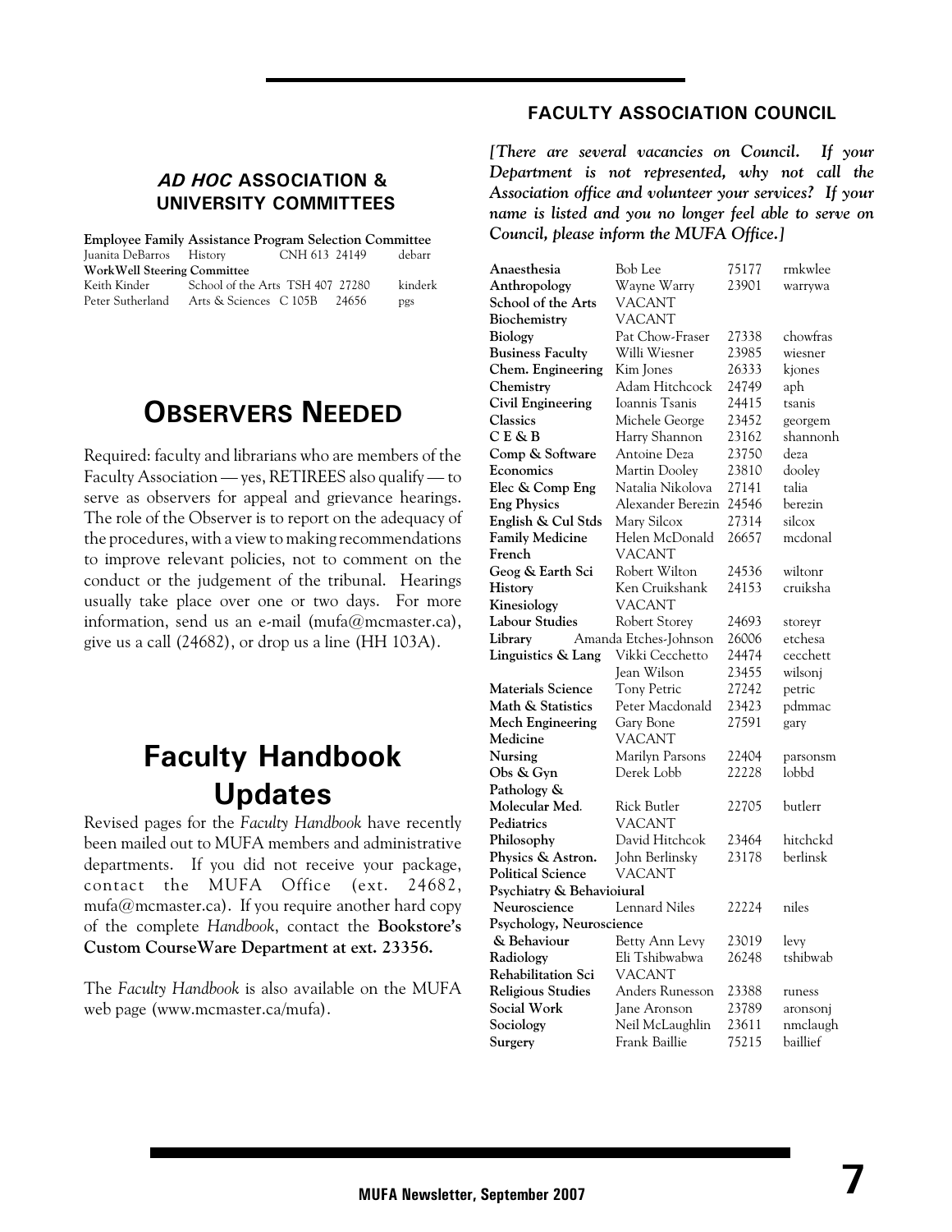## *AD HOC* ASSOCIATION & UNIVERSITY COMMITTEES

**Employee Family Assistance Program Selection Committee**

| | | | |
|---|---|---|---|
| Juanita DeBarros | History | CNH 613 24149 | debarr |

**WorkWell Steering Committee**

| | | | |
|---|---|---|---|
| Keith Kinder | School of the Arts TSH 407 27280 | | kinderk |
| Peter Sutherland | Arts & Sciences C 105B | 24656 | pgs |

# OBSERVERS NEEDED

Required: faculty and librarians who are members of the Faculty Association — yes, RETIREES also qualify — to serve as observers for appeal and grievance hearings. The role of the Observer is to report on the adequacy of the procedures, with a view to making recommendations to improve relevant policies, not to comment on the conduct or the judgement of the tribunal. Hearings usually take place over one or two days. For more information, send us an e-mail (mufa@mcmaster.ca), give us a call (24682), or drop us a line (HH 103A).

# Faculty Handbook Updates

Revised pages for the *Faculty Handbook* have recently been mailed out to MUFA members and administrative departments. If you did not receive your package, contact the MUFA Office (ext. 24682, mufa@mcmaster.ca). If you require another hard copy of the complete *Handbook*, contact the **Bookstore's Custom CourseWare Department at ext. 23356.**

The *Faculty Handbook* is also available on the MUFA web page (www.mcmaster.ca/mufa).

## FACULTY ASSOCIATION COUNCIL

***[There are several vacancies on Council. If your Department is not represented, why not call the Association office and volunteer your services? If your name is listed and you no longer feel able to serve on Council, please inform the MUFA Office.]***

| Department | Name | Ext. | E-mail |
|---|---|---|---|
| **Anaesthesia** | Bob Lee | 75177 | rmkwlee |
| **Anthropology** | Wayne Warry | 23901 | warrywa |
| **School of the Arts** | VACANT | | |
| **Biochemistry** | VACANT | | |
| **Biology** | Pat Chow-Fraser | 27338 | chowfras |
| **Business Faculty** | Willi Wiesner | 23985 | wiesner |
| **Chem. Engineering** | Kim Jones | 26333 | kjones |
| **Chemistry** | Adam Hitchcock | 24749 | aph |
| **Civil Engineering** | Ioannis Tsanis | 24415 | tsanis |
| **Classics** | Michele George | 23452 | georgem |
| **C E & B** | Harry Shannon | 23162 | shannonh |
| **Comp & Software** | Antoine Deza | 23750 | deza |
| **Economics** | Martin Dooley | 23810 | dooley |
| **Elec & Comp Eng** | Natalia Nikolova | 27141 | talia |
| **Eng Physics** | Alexander Berezin | 24546 | berezin |
| **English & Cul Stds** | Mary Silcox | 27314 | silcox |
| **Family Medicine** | Helen McDonald | 26657 | mcdonal |
| **French** | VACANT | | |
| **Geog & Earth Sci** | Robert Wilton | 24536 | wiltonr |
| **History** | Ken Cruikshank | 24153 | cruiksha |
| **Kinesiology** | VACANT | | |
| **Labour Studies** | Robert Storey | 24693 | storeyr |
| **Library** | Amanda Etches-Johnson | 26006 | etchesa |
| **Linguistics & Lang** | Vikki Cecchetto | 24474 | cecchett |
| | Jean Wilson | 23455 | wilsonj |
| **Materials Science** | Tony Petric | 27242 | petric |
| **Math & Statistics** | Peter Macdonald | 23423 | pdmmac |
| **Mech Engineering** | Gary Bone | 27591 | gary |
| **Medicine** | VACANT | | |
| **Nursing** | Marilyn Parsons | 22404 | parsonsm |
| **Obs & Gyn** | Derek Lobb | 22228 | lobbd |
| **Pathology & Molecular Med.** | Rick Butler | 22705 | butlerr |
| **Pediatrics** | VACANT | | |
| **Philosophy** | David Hitchcok | 23464 | hitchckd |
| **Physics & Astron.** | John Berlinsky | 23178 | berlinsk |
| **Political Science** | VACANT | | |
| **Psychiatry & Behavioiural Neuroscience** | Lennard Niles | 22224 | niles |
| **Psychology, Neuroscience & Behaviour** | Betty Ann Levy | 23019 | levy |
| **Radiology** | Eli Tshibwabwa | 26248 | tshibwab |
| **Rehabilitation Sci** | VACANT | | |
| **Religious Studies** | Anders Runesson | 23388 | runess |
| **Social Work** | Jane Aronson | 23789 | aronsonj |
| **Sociology** | Neil McLaughlin | 23611 | nmclaugh |
| **Surgery** | Frank Baillie | 75215 | baillief |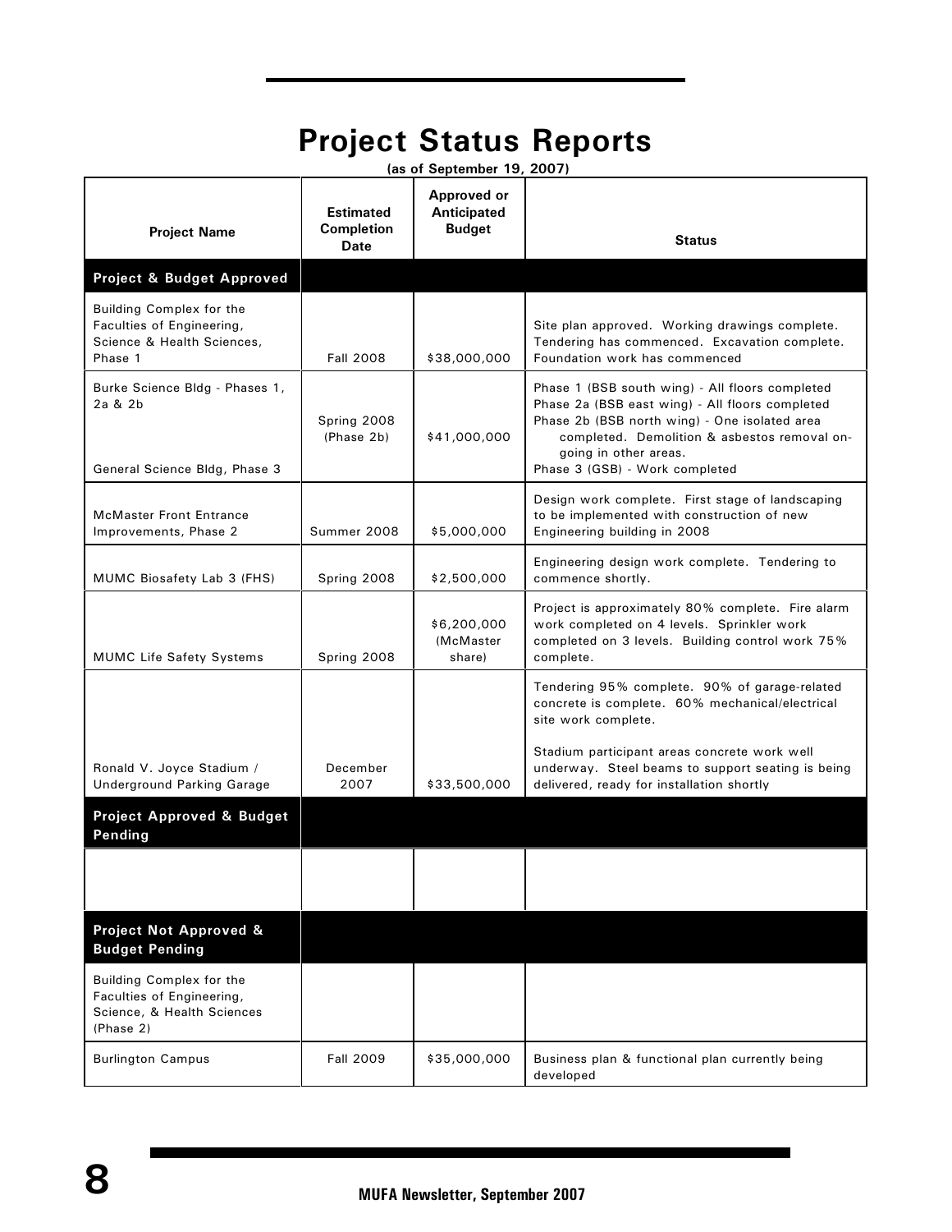# Project Status Reports

**(as of September 19, 2007)**

| Project Name | Estimated Completion Date | Approved or Anticipated Budget | Status |
|---|---|---|---|
| **Project & Budget Approved** | | | |
| Building Complex for the Faculties of Engineering, Science & Health Sciences, Phase 1 | Fall 2008 | $38,000,000 | Site plan approved. Working drawings complete. Tendering has commenced. Excavation complete. Foundation work has commenced |
| Burke Science Bldg - Phases 1, 2a & 2b<br><br>General Science Bldg, Phase 3 | Spring 2008 (Phase 2b) | $41,000,000 | Phase 1 (BSB south wing) - All floors completed<br>Phase 2a (BSB east wing) - All floors completed<br>Phase 2b (BSB north wing) - One isolated area completed. Demolition & asbestos removal on-going in other areas.<br>Phase 3 (GSB) - Work completed |
| McMaster Front Entrance Improvements, Phase 2 | Summer 2008 | $5,000,000 | Design work complete. First stage of landscaping to be implemented with construction of new Engineering building in 2008 |
| MUMC Biosafety Lab 3 (FHS) | Spring 2008 | $2,500,000 | Engineering design work complete. Tendering to commence shortly. |
| MUMC Life Safety Systems | Spring 2008 | $6,200,000 (McMaster share) | Project is approximately 80% complete. Fire alarm work completed on 4 levels. Sprinkler work completed on 3 levels. Building control work 75% complete. |
| Ronald V. Joyce Stadium / Underground Parking Garage | December 2007 | $33,500,000 | Tendering 95% complete. 90% of garage-related concrete is complete. 60% mechanical/electrical site work complete.<br><br>Stadium participant areas concrete work well underway. Steel beams to support seating is being delivered, ready for installation shortly |
| **Project Approved & Budget Pending** | | | |
| | | | |
| **Project Not Approved & Budget Pending** | | | |
| Building Complex for the Faculties of Engineering, Science, & Health Sciences (Phase 2) | | | |
| Burlington Campus | Fall 2009 | $35,000,000 | Business plan & functional plan currently being developed |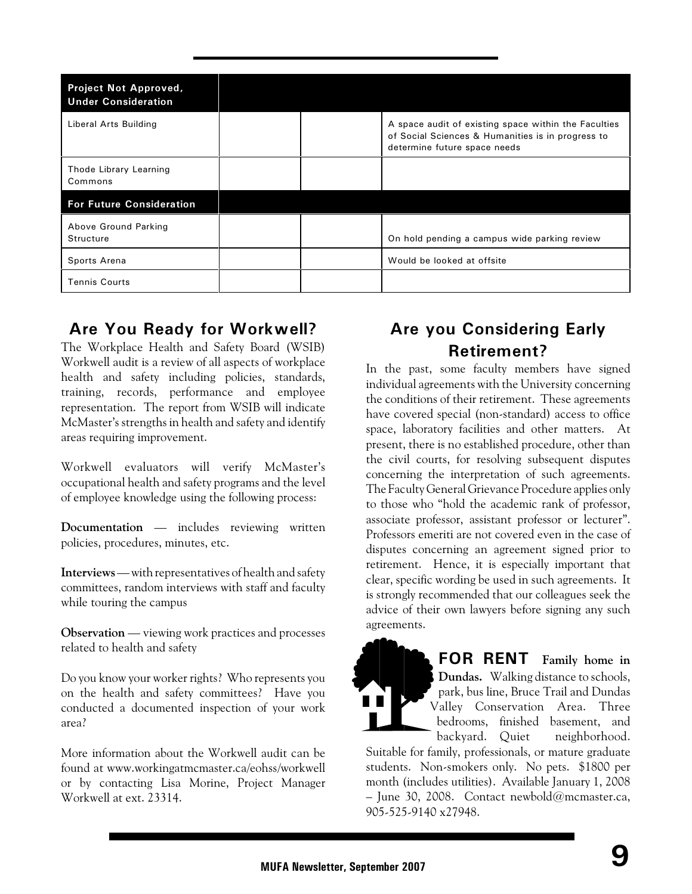| Project Not Approved, Under Consideration | | | |
|---|---|---|---|
| Liberal Arts Building | | | A space audit of existing space within the Faculties of Social Sciences & Humanities is in progress to determine future space needs |
| Thode Library Learning Commons | | | |
| **For Future Consideration** | | | |
| Above Ground Parking Structure | | | On hold pending a campus wide parking review |
| Sports Arena | | | Would be looked at offsite |
| Tennis Courts | | | |

## Are You Ready for Workwell?

The Workplace Health and Safety Board (WSIB) Workwell audit is a review of all aspects of workplace health and safety including policies, standards, training, records, performance and employee representation. The report from WSIB will indicate McMaster's strengths in health and safety and identify areas requiring improvement.

Workwell evaluators will verify McMaster's occupational health and safety programs and the level of employee knowledge using the following process:

**Documentation** — includes reviewing written policies, procedures, minutes, etc.

**Interviews** — with representatives of health and safety committees, random interviews with staff and faculty while touring the campus

**Observation** — viewing work practices and processes related to health and safety

Do you know your worker rights? Who represents you on the health and safety committees? Have you conducted a documented inspection of your work area?

More information about the Workwell audit can be found at www.workingatmcmaster.ca/eohss/workwell or by contacting Lisa Morine, Project Manager Workwell at ext. 23314.

## Are you Considering Early Retirement?

In the past, some faculty members have signed individual agreements with the University concerning the conditions of their retirement. These agreements have covered special (non-standard) access to office space, laboratory facilities and other matters. At present, there is no established procedure, other than the civil courts, for resolving subsequent disputes concerning the interpretation of such agreements. The Faculty General Grievance Procedure applies only to those who "hold the academic rank of professor, associate professor, assistant professor or lecturer". Professors emeriti are not covered even in the case of disputes concerning an agreement signed prior to retirement. Hence, it is especially important that clear, specific wording be used in such agreements. It is strongly recommended that our colleagues seek the advice of their own lawyers before signing any such agreements.

**FOR RENT** **Family home in Dundas.** Walking distance to schools, park, bus line, Bruce Trail and Dundas Valley Conservation Area. Three bedrooms, finished basement, and backyard. Quiet neighborhood. Suitable for family, professionals, or mature graduate students. Non-smokers only. No pets. $1800 per month (includes utilities). Available January 1, 2008 – June 30, 2008. Contact newbold@mcmaster.ca, 905-525-9140 x27948.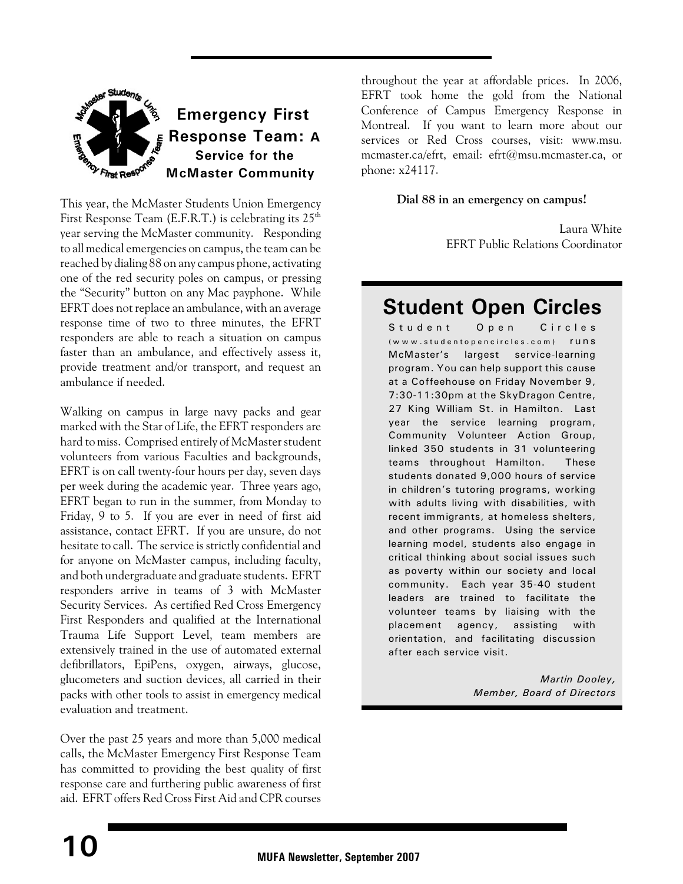## Emergency First Response Team: A Service for the McMaster Community

This year, the McMaster Students Union Emergency First Response Team (E.F.R.T.) is celebrating its 25th year serving the McMaster community. Responding to all medical emergencies on campus, the team can be reached by dialing 88 on any campus phone, activating one of the red security poles on campus, or pressing the "Security" button on any Mac payphone. While EFRT does not replace an ambulance, with an average response time of two to three minutes, the EFRT responders are able to reach a situation on campus faster than an ambulance, and effectively assess it, provide treatment and/or transport, and request an ambulance if needed.

Walking on campus in large navy packs and gear marked with the Star of Life, the EFRT responders are hard to miss. Comprised entirely of McMaster student volunteers from various Faculties and backgrounds, EFRT is on call twenty-four hours per day, seven days per week during the academic year. Three years ago, EFRT began to run in the summer, from Monday to Friday, 9 to 5. If you are ever in need of first aid assistance, contact EFRT. If you are unsure, do not hesitate to call. The service is strictly confidential and for anyone on McMaster campus, including faculty, and both undergraduate and graduate students. EFRT responders arrive in teams of 3 with McMaster Security Services. As certified Red Cross Emergency First Responders and qualified at the International Trauma Life Support Level, team members are extensively trained in the use of automated external defibrillators, EpiPens, oxygen, airways, glucose, glucometers and suction devices, all carried in their packs with other tools to assist in emergency medical evaluation and treatment.

Over the past 25 years and more than 5,000 medical calls, the McMaster Emergency First Response Team has committed to providing the best quality of first response care and furthering public awareness of first aid. EFRT offers Red Cross First Aid and CPR courses throughout the year at affordable prices. In 2006, EFRT took home the gold from the National Conference of Campus Emergency Response in Montreal. If you want to learn more about our services or Red Cross courses, visit: www.msu.mcmaster.ca/efrt, email: efrt@msu.mcmaster.ca, or phone: x24117.

**Dial 88 in an emergency on campus!**

Laura White
EFRT Public Relations Coordinator

## Student Open Circles

Student Open Circles (www.studentopencircles.com) runs McMaster's largest service-learning program. You can help support this cause at a Coffeehouse on Friday November 9, 7:30-11:30pm at the SkyDragon Centre, 27 King William St. in Hamilton. Last year the service learning program, Community Volunteer Action Group, linked 350 students in 31 volunteering teams throughout Hamilton. These students donated 9,000 hours of service in children's tutoring programs, working with adults living with disabilities, with recent immigrants, at homeless shelters, and other programs. Using the service learning model, students also engage in critical thinking about social issues such as poverty within our society and local community. Each year 35-40 student leaders are trained to facilitate the volunteer teams by liaising with the placement agency, assisting with orientation, and facilitating discussion after each service visit.

*Martin Dooley,*
*Member, Board of Directors*